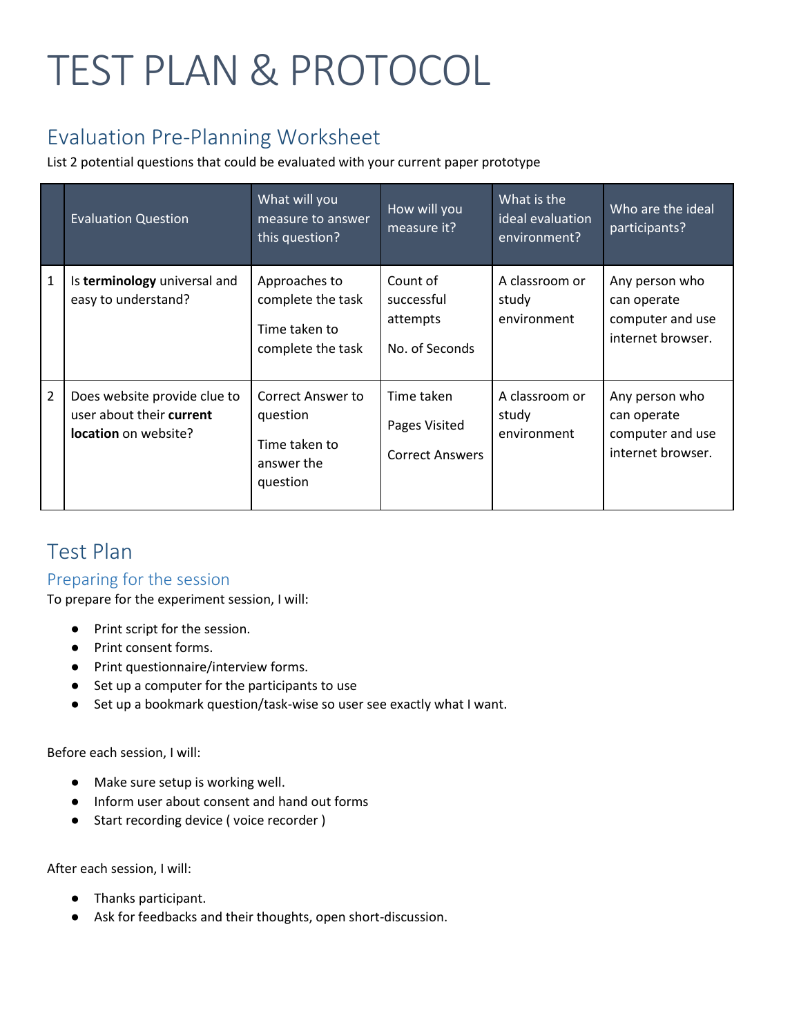# TEST PLAN & PROTOCOL

## Evaluation Pre-Planning Worksheet

List 2 potential questions that could be evaluated with your current paper prototype

| | Evaluation Question | What will you measure to answer this question? | How will you measure it? | What is the ideal evaluation environment? | Who are the ideal participants? |
|---|---|---|---|---|---|
| 1 | Is **terminology** universal and easy to understand? | Approaches to complete the task<br><br>Time taken to complete the task | Count of successful attempts<br><br>No. of Seconds | A classroom or study environment | Any person who can operate computer and use internet browser. |
| 2 | Does website provide clue to user about their **current location** on website? | Correct Answer to question<br><br>Time taken to answer the question | Time taken<br><br>Pages Visited<br><br>Correct Answers | A classroom or study environment | Any person who can operate computer and use internet browser. |

## Test Plan

### Preparing for the session

To prepare for the experiment session, I will:

- Print script for the session.
- Print consent forms.
- Print questionnaire/interview forms.
- Set up a computer for the participants to use
- Set up a bookmark question/task-wise so user see exactly what I want.

Before each session, I will:

- Make sure setup is working well.
- Inform user about consent and hand out forms
- Start recording device ( voice recorder )

After each session, I will:

- Thanks participant.
- Ask for feedbacks and their thoughts, open short-discussion.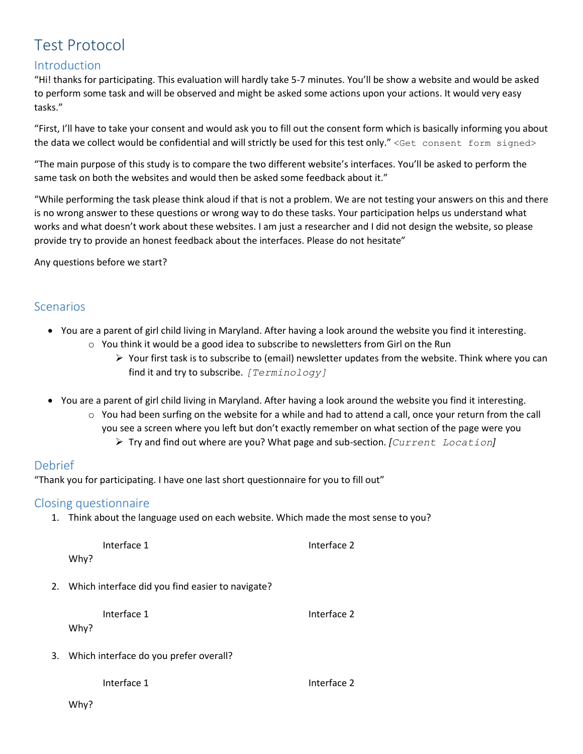# Test Protocol

## Introduction

"Hi! thanks for participating. This evaluation will hardly take 5-7 minutes. You'll be show a website and would be asked to perform some task and will be observed and might be asked some actions upon your actions. It would very easy tasks."

"First, I'll have to take your consent and would ask you to fill out the consent form which is basically informing you about the data we collect would be confidential and will strictly be used for this test only." `<Get consent form signed>`

"The main purpose of this study is to compare the two different website's interfaces. You'll be asked to perform the same task on both the websites and would then be asked some feedback about it."

"While performing the task please think aloud if that is not a problem. We are not testing your answers on this and there is no wrong answer to these questions or wrong way to do these tasks. Your participation helps us understand what works and what doesn't work about these websites. I am just a researcher and I did not design the website, so please provide try to provide an honest feedback about the interfaces. Please do not hesitate"

Any questions before we start?

## Scenarios

- You are a parent of girl child living in Maryland. After having a look around the website you find it interesting.
  - You think it would be a good idea to subscribe to newsletters from Girl on the Run
    - Your first task is to subscribe to (email) newsletter updates from the website. Think where you can find it and try to subscribe. *[Terminology]*
- You are a parent of girl child living in Maryland. After having a look around the website you find it interesting.
  - You had been surfing on the website for a while and had to attend a call, once your return from the call you see a screen where you left but don't exactly remember on what section of the page were you
    - Try and find out where are you? What page and sub-section. *[Current Location]*

## Debrief

"Thank you for participating. I have one last short questionnaire for you to fill out"

## Closing questionnaire

1. Think about the language used on each website. Which made the most sense to you?

   Interface 1 Interface 2

   Why?

2. Which interface did you find easier to navigate?

   Interface 1 Interface 2

   Why?

3. Which interface do you prefer overall?

   Interface 1 Interface 2

   Why?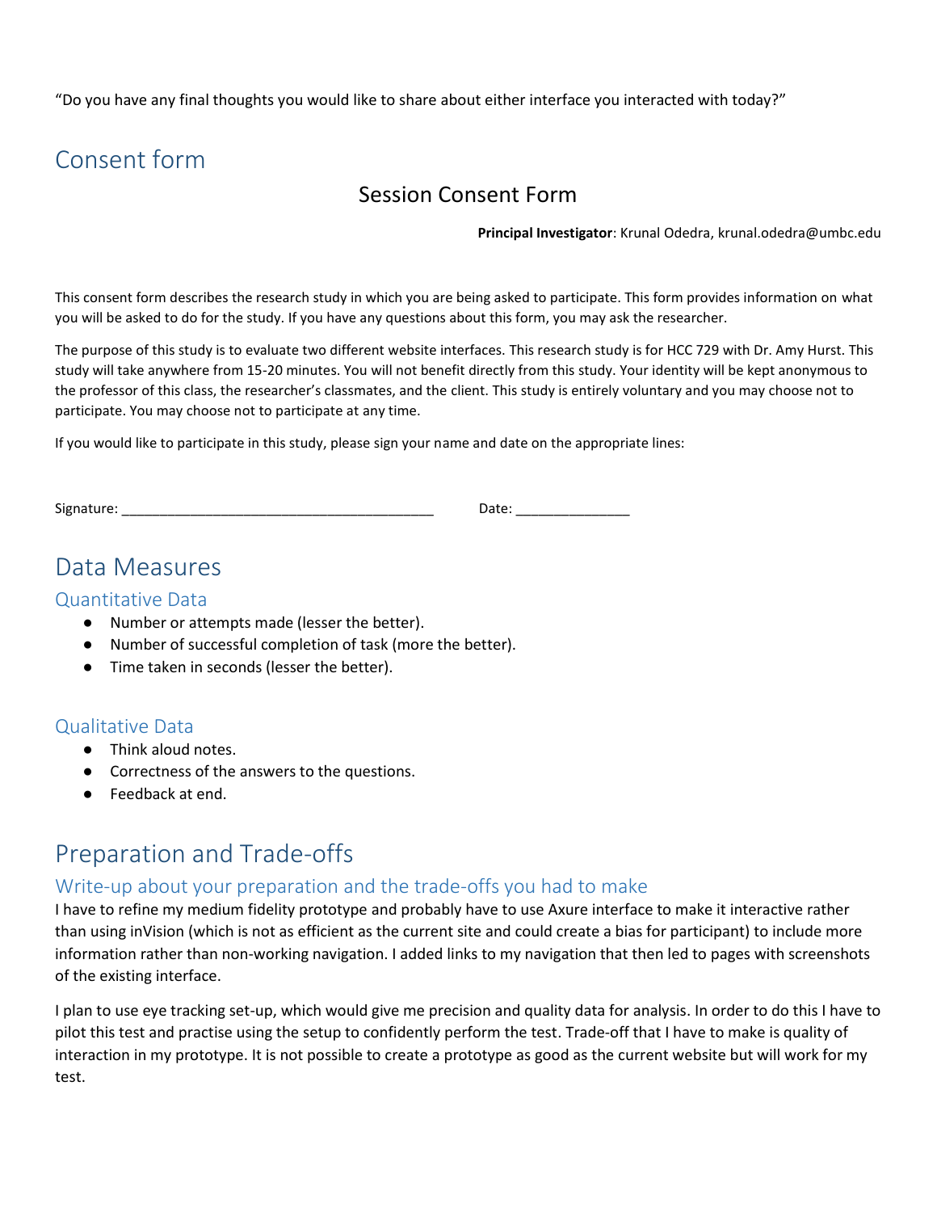"Do you have any final thoughts you would like to share about either interface you interacted with today?"

# Consent form

## Session Consent Form

**Principal Investigator**: Krunal Odedra, krunal.odedra@umbc.edu

This consent form describes the research study in which you are being asked to participate. This form provides information on what you will be asked to do for the study. If you have any questions about this form, you may ask the researcher.

The purpose of this study is to evaluate two different website interfaces. This research study is for HCC 729 with Dr. Amy Hurst. This study will take anywhere from 15-20 minutes. You will not benefit directly from this study. Your identity will be kept anonymous to the professor of this class, the researcher's classmates, and the client. This study is entirely voluntary and you may choose not to participate. You may choose not to participate at any time.

If you would like to participate in this study, please sign your name and date on the appropriate lines:

Signature: ________________________________________ Date: _______________

# Data Measures

## Quantitative Data

- Number or attempts made (lesser the better).
- Number of successful completion of task (more the better).
- Time taken in seconds (lesser the better).

## Qualitative Data

- Think aloud notes.
- Correctness of the answers to the questions.
- Feedback at end.

# Preparation and Trade-offs

## Write-up about your preparation and the trade-offs you had to make

I have to refine my medium fidelity prototype and probably have to use Axure interface to make it interactive rather than using inVision (which is not as efficient as the current site and could create a bias for participant) to include more information rather than non-working navigation. I added links to my navigation that then led to pages with screenshots of the existing interface.

I plan to use eye tracking set-up, which would give me precision and quality data for analysis. In order to do this I have to pilot this test and practise using the setup to confidently perform the test. Trade-off that I have to make is quality of interaction in my prototype. It is not possible to create a prototype as good as the current website but will work for my test.